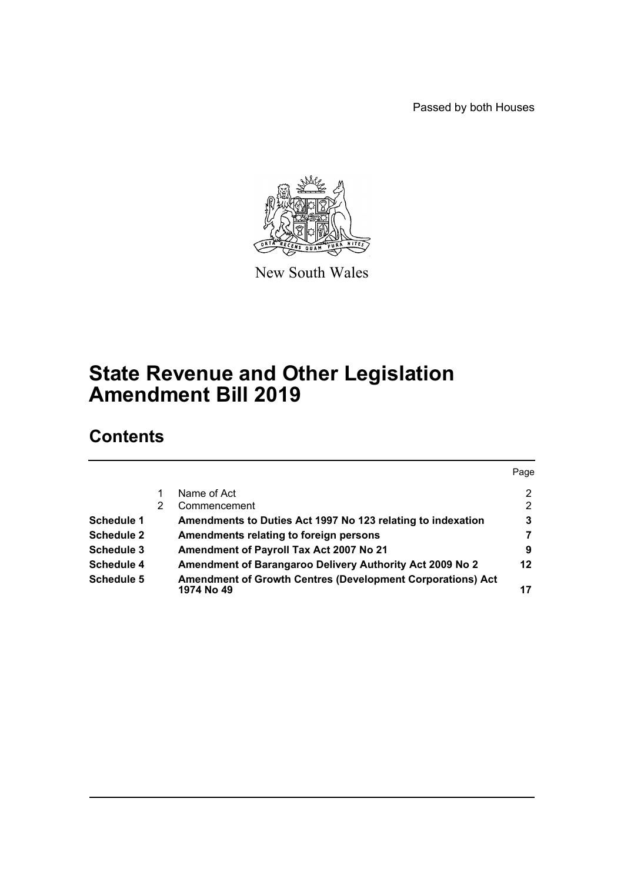Passed by both Houses

New South Wales

# State Revenue and Other Legislation Amendment Bill 2019

## Contents

| | | | Page |
|---|---|---|---|
| | 1 | Name of Act | 2 |
| | 2 | Commencement | 2 |
| **Schedule 1** | | **Amendments to Duties Act 1997 No 123 relating to indexation** | **3** |
| **Schedule 2** | | **Amendments relating to foreign persons** | **7** |
| **Schedule 3** | | **Amendment of Payroll Tax Act 2007 No 21** | **9** |
| **Schedule 4** | | **Amendment of Barangaroo Delivery Authority Act 2009 No 2** | **12** |
| **Schedule 5** | | **Amendment of Growth Centres (Development Corporations) Act 1974 No 49** | **17** |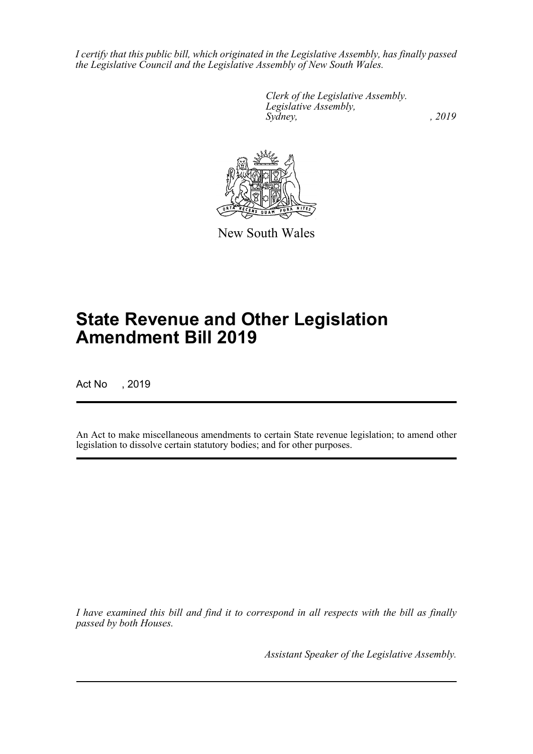*I certify that this public bill, which originated in the Legislative Assembly, has finally passed the Legislative Council and the Legislative Assembly of New South Wales.*

*Clerk of the Legislative Assembly.*
*Legislative Assembly,*
*Sydney, , 2019*

New South Wales

# State Revenue and Other Legislation Amendment Bill 2019

Act No , 2019

An Act to make miscellaneous amendments to certain State revenue legislation; to amend other legislation to dissolve certain statutory bodies; and for other purposes.

*I have examined this bill and find it to correspond in all respects with the bill as finally passed by both Houses.*

*Assistant Speaker of the Legislative Assembly.*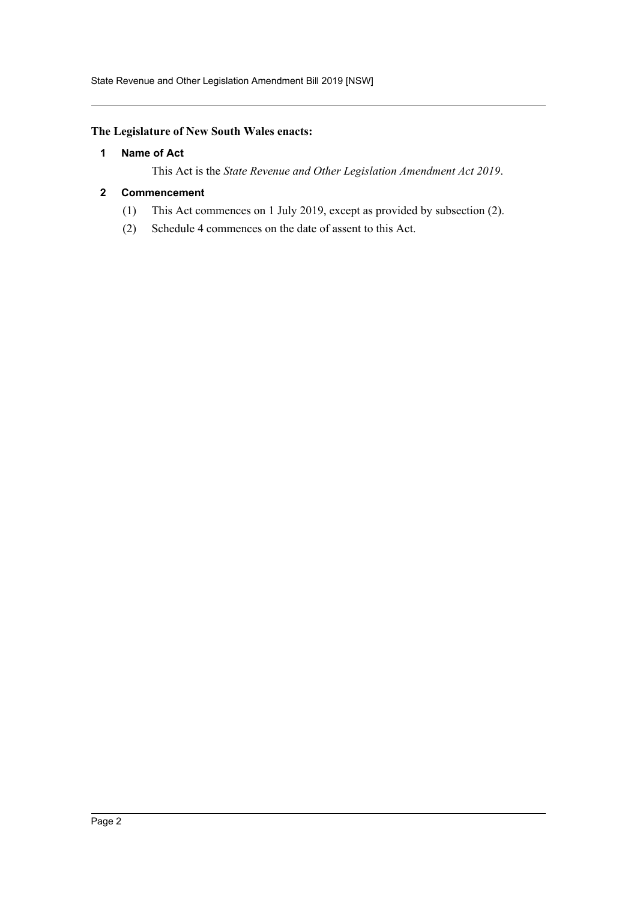**The Legislature of New South Wales enacts:**

### 1 Name of Act

This Act is the *State Revenue and Other Legislation Amendment Act 2019*.

### 2 Commencement

(1) This Act commences on 1 July 2019, except as provided by subsection (2).

(2) Schedule 4 commences on the date of assent to this Act.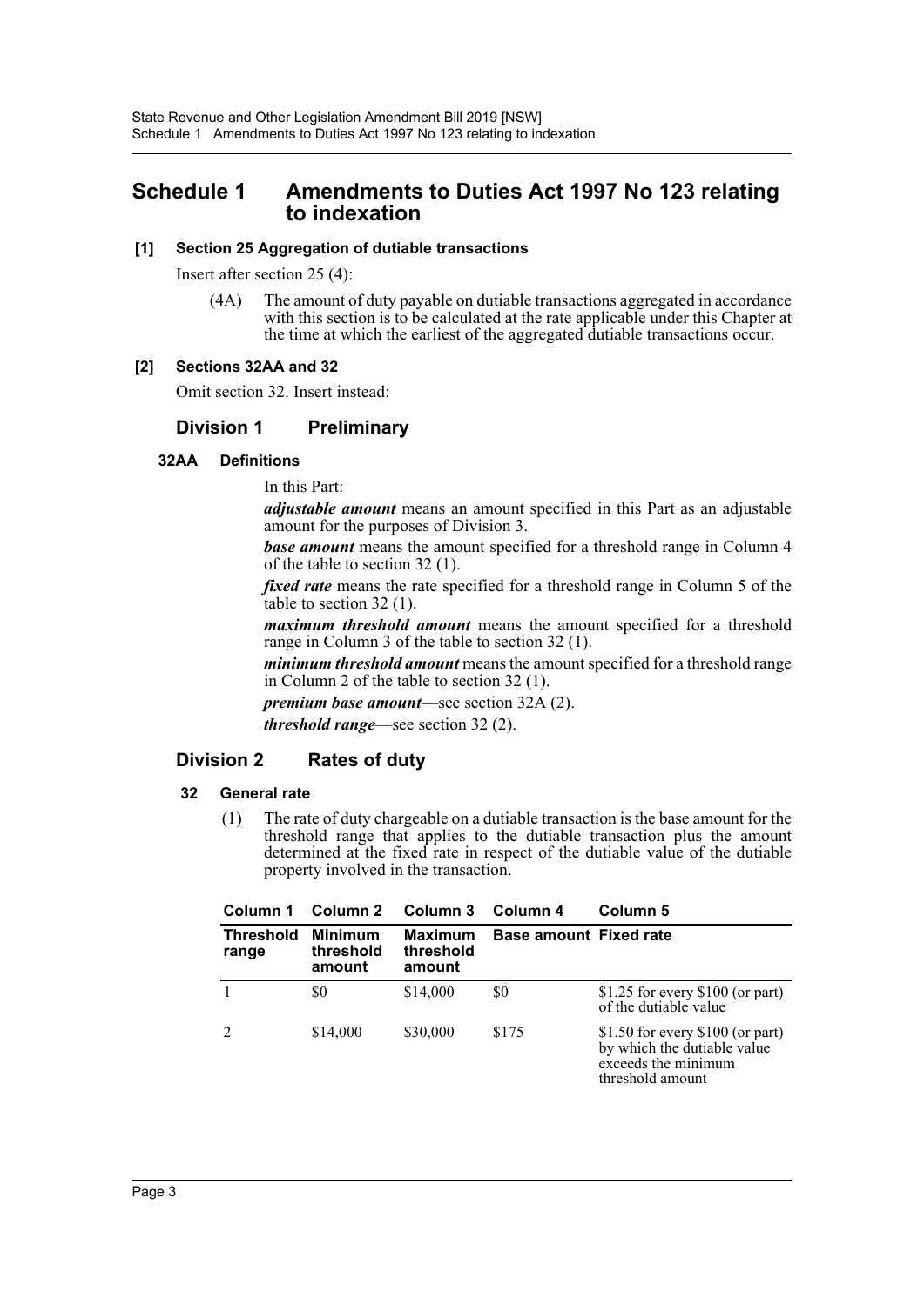# Schedule 1 Amendments to Duties Act 1997 No 123 relating to indexation

**[1] Section 25 Aggregation of dutiable transactions**

Insert after section 25 (4):

(4A) The amount of duty payable on dutiable transactions aggregated in accordance with this section is to be calculated at the rate applicable under this Chapter at the time at which the earliest of the aggregated dutiable transactions occur.

**[2] Sections 32AA and 32**

Omit section 32. Insert instead:

## Division 1 Preliminary

### 32AA Definitions

In this Part:

***adjustable amount*** means an amount specified in this Part as an adjustable amount for the purposes of Division 3.

***base amount*** means the amount specified for a threshold range in Column 4 of the table to section 32 (1).

***fixed rate*** means the rate specified for a threshold range in Column 5 of the table to section 32 (1).

***maximum threshold amount*** means the amount specified for a threshold range in Column 3 of the table to section 32 (1).

***minimum threshold amount*** means the amount specified for a threshold range in Column 2 of the table to section 32 (1).

***premium base amount***—see section 32A (2).

***threshold range***—see section 32 (2).

## Division 2 Rates of duty

### 32 General rate

(1) The rate of duty chargeable on a dutiable transaction is the base amount for the threshold range that applies to the dutiable transaction plus the amount determined at the fixed rate in respect of the dutiable value of the dutiable property involved in the transaction.

| Column 1 | Column 2 | Column 3 | Column 4 | Column 5 |
|---|---|---|---|---|
| **Threshold range** | **Minimum threshold amount** | **Maximum threshold amount** | **Base amount** | **Fixed rate** |
| 1 | \$0 | \$14,000 | \$0 | \$1.25 for every \$100 (or part) of the dutiable value |
| 2 | \$14,000 | \$30,000 | \$175 | \$1.50 for every \$100 (or part) by which the dutiable value exceeds the minimum threshold amount |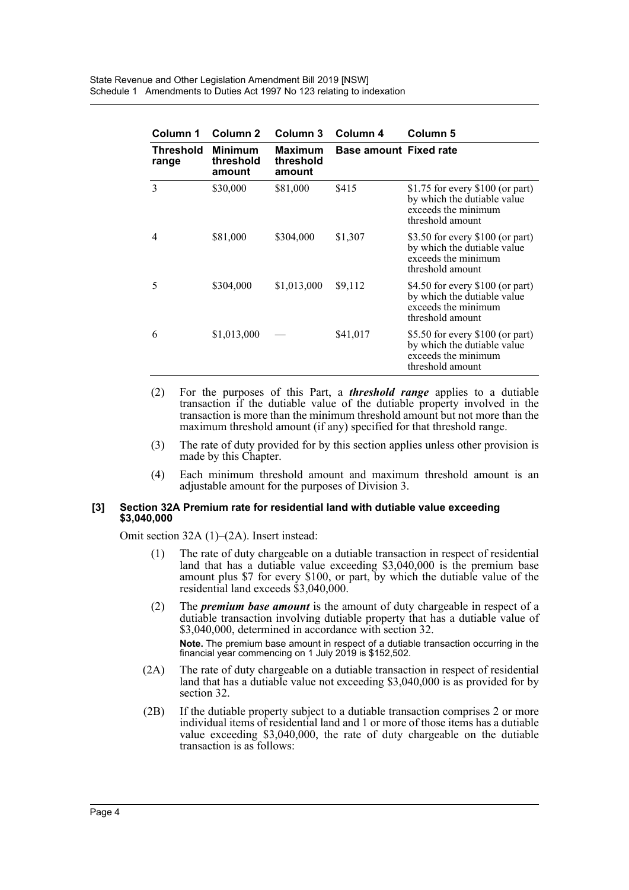| Column 1 | Column 2 | Column 3 | Column 4 | Column 5 |
|---|---|---|---|---|
| **Threshold range** | **Minimum threshold amount** | **Maximum threshold amount** | **Base amount** | **Fixed rate** |
| 3 | $30,000 | $81,000 | $415 | $1.75 for every $100 (or part) by which the dutiable value exceeds the minimum threshold amount |
| 4 | $81,000 | $304,000 | $1,307 | $3.50 for every $100 (or part) by which the dutiable value exceeds the minimum threshold amount |
| 5 | $304,000 | $1,013,000 | $9,112 | $4.50 for every $100 (or part) by which the dutiable value exceeds the minimum threshold amount |
| 6 | $1,013,000 | — | $41,017 | $5.50 for every $100 (or part) by which the dutiable value exceeds the minimum threshold amount |

(2) For the purposes of this Part, a ***threshold range*** applies to a dutiable transaction if the dutiable value of the dutiable property involved in the transaction is more than the minimum threshold amount but not more than the maximum threshold amount (if any) specified for that threshold range.

(3) The rate of duty provided for by this section applies unless other provision is made by this Chapter.

(4) Each minimum threshold amount and maximum threshold amount is an adjustable amount for the purposes of Division 3.

**[3] Section 32A Premium rate for residential land with dutiable value exceeding $3,040,000**

Omit section 32A (1)–(2A). Insert instead:

(1) The rate of duty chargeable on a dutiable transaction in respect of residential land that has a dutiable value exceeding $3,040,000 is the premium base amount plus $7 for every $100, or part, by which the dutiable value of the residential land exceeds $3,040,000.

(2) The ***premium base amount*** is the amount of duty chargeable in respect of a dutiable transaction involving dutiable property that has a dutiable value of $3,040,000, determined in accordance with section 32.

**Note.** The premium base amount in respect of a dutiable transaction occurring in the financial year commencing on 1 July 2019 is $152,502.

(2A) The rate of duty chargeable on a dutiable transaction in respect of residential land that has a dutiable value not exceeding $3,040,000 is as provided for by section 32.

(2B) If the dutiable property subject to a dutiable transaction comprises 2 or more individual items of residential land and 1 or more of those items has a dutiable value exceeding $3,040,000, the rate of duty chargeable on the dutiable transaction is as follows: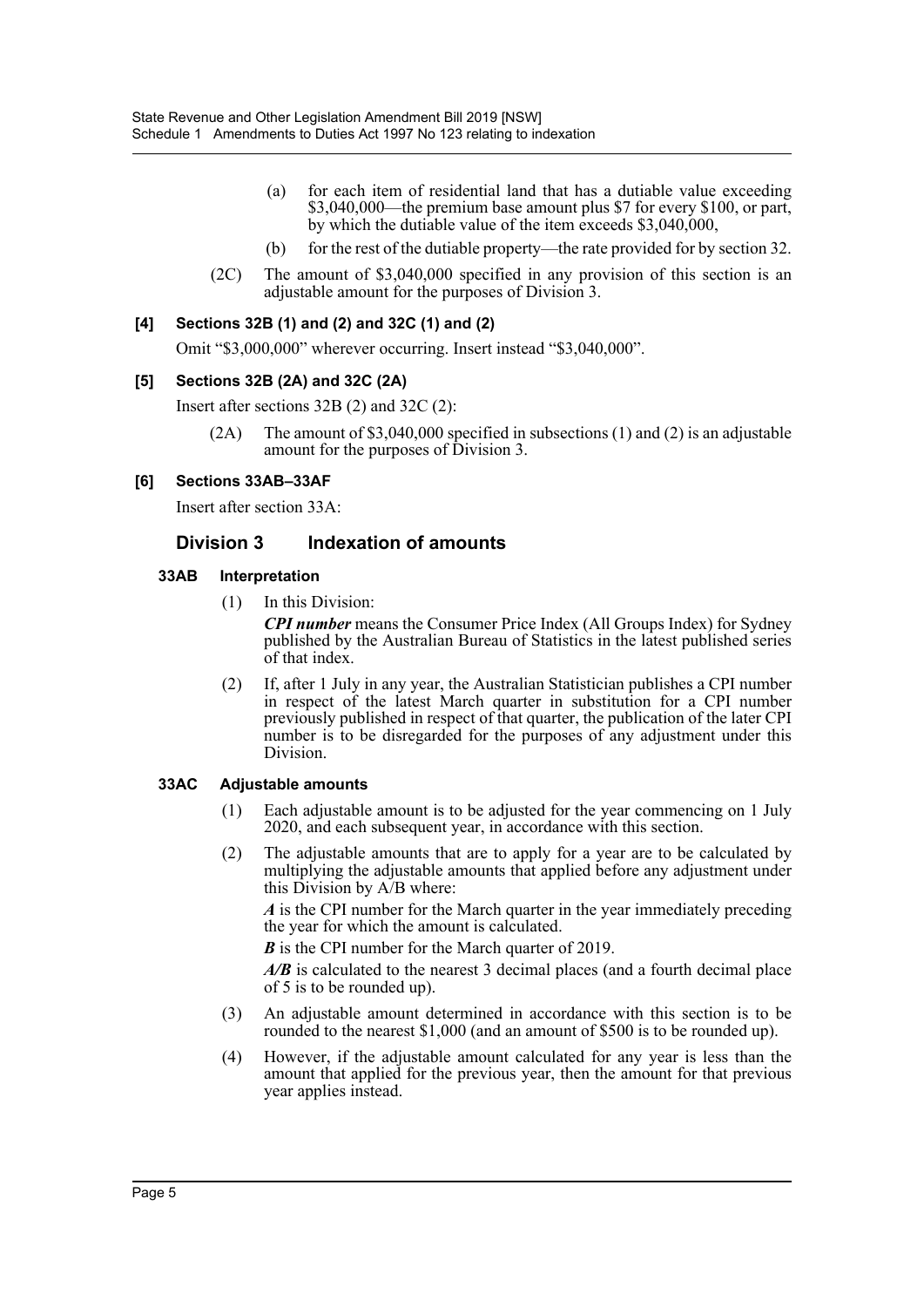(a) for each item of residential land that has a dutiable value exceeding \$3,040,000—the premium base amount plus \$7 for every \$100, or part, by which the dutiable value of the item exceeds \$3,040,000,

(b) for the rest of the dutiable property—the rate provided for by section 32.

(2C) The amount of \$3,040,000 specified in any provision of this section is an adjustable amount for the purposes of Division 3.

**[4] Sections 32B (1) and (2) and 32C (1) and (2)**

Omit "\$3,000,000" wherever occurring. Insert instead "\$3,040,000".

**[5] Sections 32B (2A) and 32C (2A)**

Insert after sections 32B (2) and 32C (2):

(2A) The amount of \$3,040,000 specified in subsections (1) and (2) is an adjustable amount for the purposes of Division 3.

**[6] Sections 33AB–33AF**

Insert after section 33A:

## Division 3 Indexation of amounts

### 33AB Interpretation

(1) In this Division:

***CPI number*** means the Consumer Price Index (All Groups Index) for Sydney published by the Australian Bureau of Statistics in the latest published series of that index.

(2) If, after 1 July in any year, the Australian Statistician publishes a CPI number in respect of the latest March quarter in substitution for a CPI number previously published in respect of that quarter, the publication of the later CPI number is to be disregarded for the purposes of any adjustment under this Division.

### 33AC Adjustable amounts

(1) Each adjustable amount is to be adjusted for the year commencing on 1 July 2020, and each subsequent year, in accordance with this section.

(2) The adjustable amounts that are to apply for a year are to be calculated by multiplying the adjustable amounts that applied before any adjustment under this Division by A/B where:

***A*** is the CPI number for the March quarter in the year immediately preceding the year for which the amount is calculated.

***B*** is the CPI number for the March quarter of 2019.

***A/B*** is calculated to the nearest 3 decimal places (and a fourth decimal place of 5 is to be rounded up).

(3) An adjustable amount determined in accordance with this section is to be rounded to the nearest \$1,000 (and an amount of \$500 is to be rounded up).

(4) However, if the adjustable amount calculated for any year is less than the amount that applied for the previous year, then the amount for that previous year applies instead.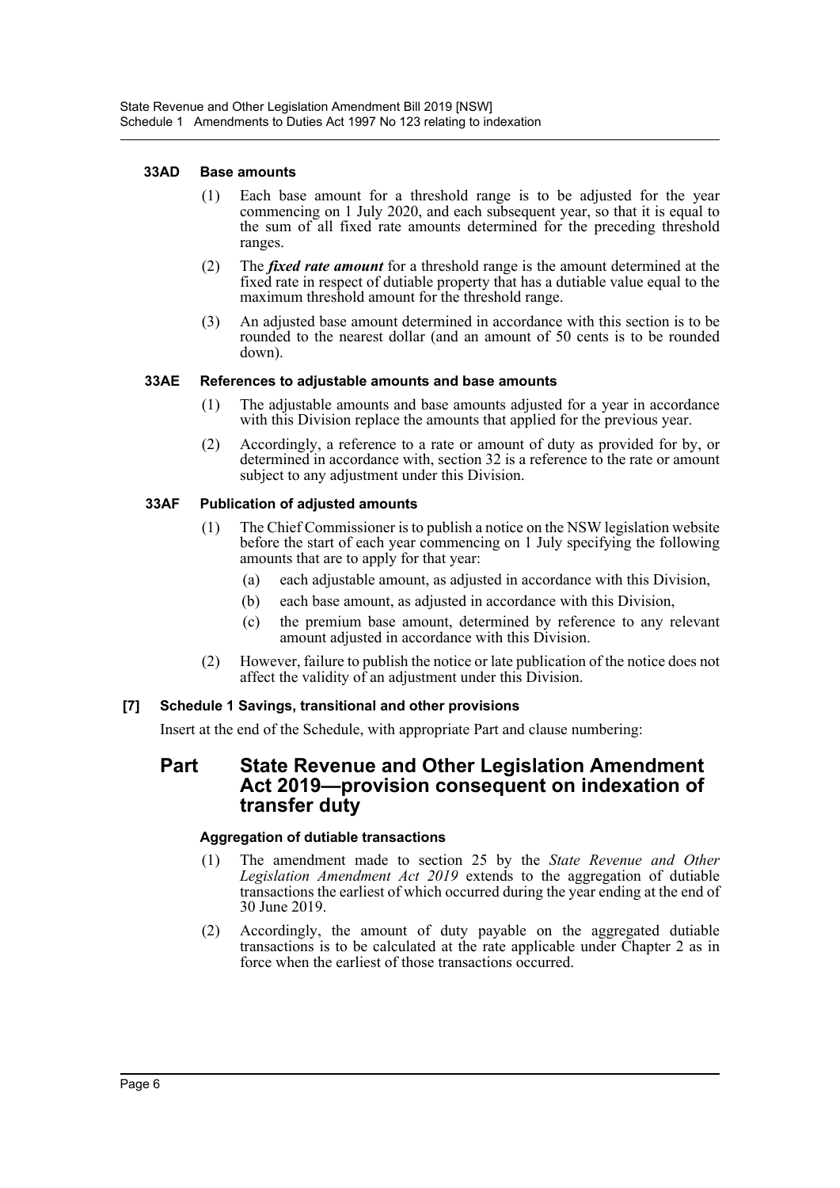#### 33AD Base amounts

(1) Each base amount for a threshold range is to be adjusted for the year commencing on 1 July 2020, and each subsequent year, so that it is equal to the sum of all fixed rate amounts determined for the preceding threshold ranges.

(2) The ***fixed rate amount*** for a threshold range is the amount determined at the fixed rate in respect of dutiable property that has a dutiable value equal to the maximum threshold amount for the threshold range.

(3) An adjusted base amount determined in accordance with this section is to be rounded to the nearest dollar (and an amount of 50 cents is to be rounded down).

#### 33AE References to adjustable amounts and base amounts

(1) The adjustable amounts and base amounts adjusted for a year in accordance with this Division replace the amounts that applied for the previous year.

(2) Accordingly, a reference to a rate or amount of duty as provided for by, or determined in accordance with, section 32 is a reference to the rate or amount subject to any adjustment under this Division.

#### 33AF Publication of adjusted amounts

(1) The Chief Commissioner is to publish a notice on the NSW legislation website before the start of each year commencing on 1 July specifying the following amounts that are to apply for that year:

(a) each adjustable amount, as adjusted in accordance with this Division,

(b) each base amount, as adjusted in accordance with this Division,

(c) the premium base amount, determined by reference to any relevant amount adjusted in accordance with this Division.

(2) However, failure to publish the notice or late publication of the notice does not affect the validity of an adjustment under this Division.

### [7] Schedule 1 Savings, transitional and other provisions

Insert at the end of the Schedule, with appropriate Part and clause numbering:

## Part State Revenue and Other Legislation Amendment Act 2019—provision consequent on indexation of transfer duty

#### Aggregation of dutiable transactions

(1) The amendment made to section 25 by the *State Revenue and Other Legislation Amendment Act 2019* extends to the aggregation of dutiable transactions the earliest of which occurred during the year ending at the end of 30 June 2019.

(2) Accordingly, the amount of duty payable on the aggregated dutiable transactions is to be calculated at the rate applicable under Chapter 2 as in force when the earliest of those transactions occurred.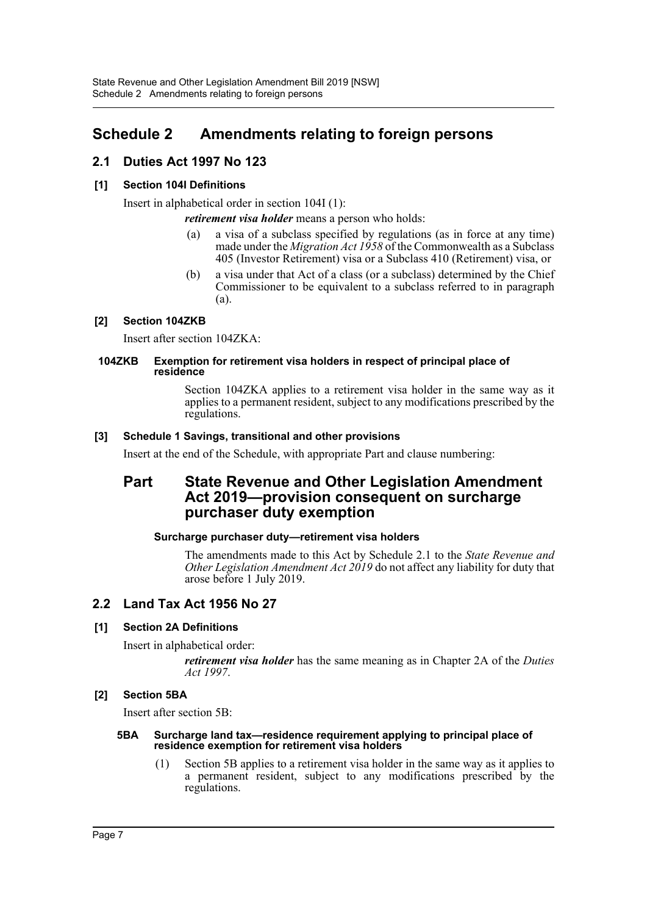# Schedule 2 Amendments relating to foreign persons

## 2.1 Duties Act 1997 No 123

### [1] Section 104I Definitions

Insert in alphabetical order in section 104I (1):

***retirement visa holder*** means a person who holds:

(a) a visa of a subclass specified by regulations (as in force at any time) made under the *Migration Act 1958* of the Commonwealth as a Subclass 405 (Investor Retirement) visa or a Subclass 410 (Retirement) visa, or

(b) a visa under that Act of a class (or a subclass) determined by the Chief Commissioner to be equivalent to a subclass referred to in paragraph (a).

### [2] Section 104ZKB

Insert after section 104ZKA:

#### 104ZKB Exemption for retirement visa holders in respect of principal place of residence

Section 104ZKA applies to a retirement visa holder in the same way as it applies to a permanent resident, subject to any modifications prescribed by the regulations.

### [3] Schedule 1 Savings, transitional and other provisions

Insert at the end of the Schedule, with appropriate Part and clause numbering:

## Part State Revenue and Other Legislation Amendment Act 2019—provision consequent on surcharge purchaser duty exemption

#### Surcharge purchaser duty—retirement visa holders

The amendments made to this Act by Schedule 2.1 to the *State Revenue and Other Legislation Amendment Act 2019* do not affect any liability for duty that arose before 1 July 2019.

## 2.2 Land Tax Act 1956 No 27

### [1] Section 2A Definitions

Insert in alphabetical order:

***retirement visa holder*** has the same meaning as in Chapter 2A of the *Duties Act 1997*.

### [2] Section 5BA

Insert after section 5B:

#### 5BA Surcharge land tax—residence requirement applying to principal place of residence exemption for retirement visa holders

(1) Section 5B applies to a retirement visa holder in the same way as it applies to a permanent resident, subject to any modifications prescribed by the regulations.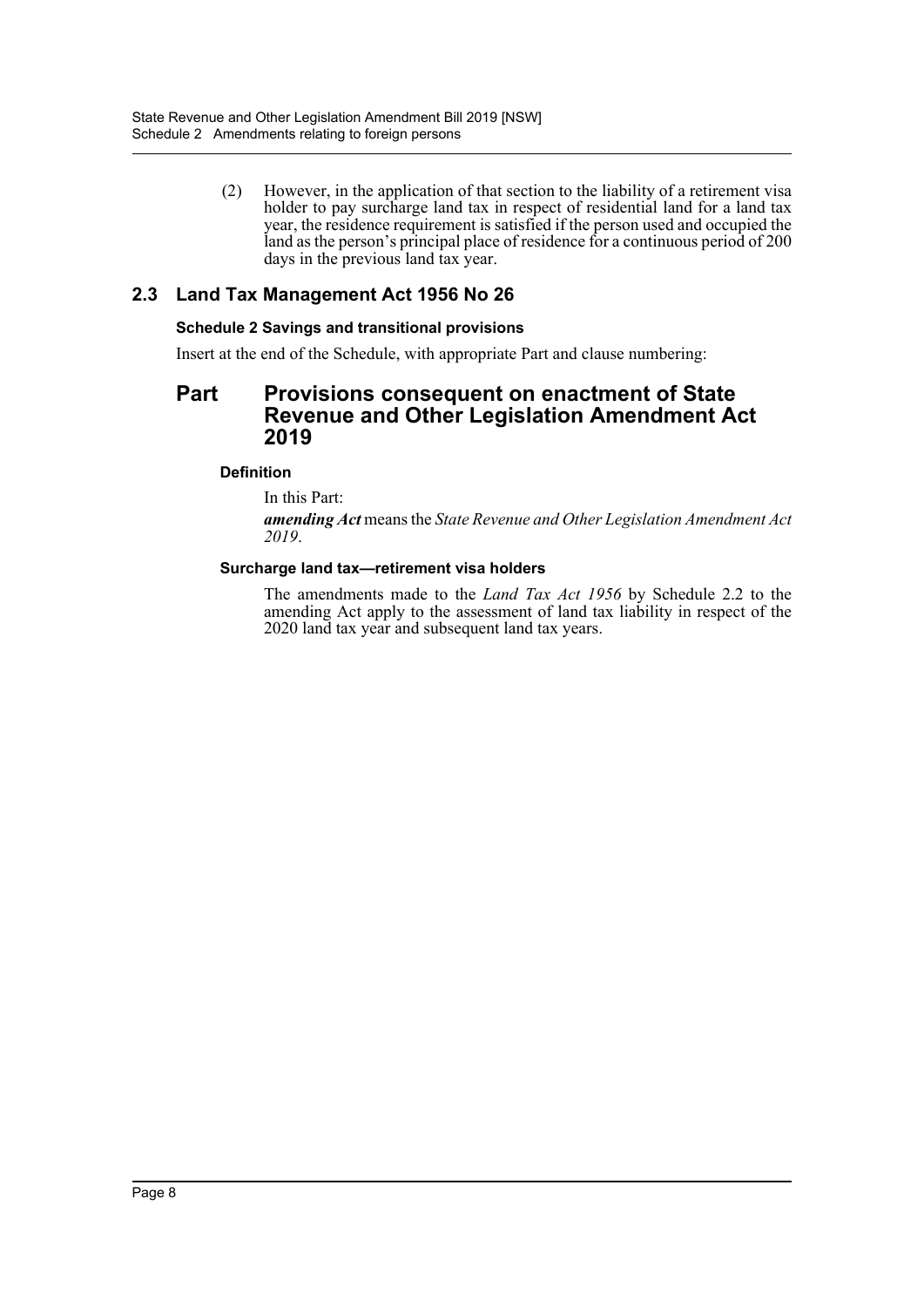(2) However, in the application of that section to the liability of a retirement visa holder to pay surcharge land tax in respect of residential land for a land tax year, the residence requirement is satisfied if the person used and occupied the land as the person's principal place of residence for a continuous period of 200 days in the previous land tax year.

## 2.3 Land Tax Management Act 1956 No 26

#### Schedule 2 Savings and transitional provisions

Insert at the end of the Schedule, with appropriate Part and clause numbering:

# Part Provisions consequent on enactment of State Revenue and Other Legislation Amendment Act 2019

#### Definition

In this Part:

***amending Act*** means the *State Revenue and Other Legislation Amendment Act 2019*.

#### Surcharge land tax—retirement visa holders

The amendments made to the *Land Tax Act 1956* by Schedule 2.2 to the amending Act apply to the assessment of land tax liability in respect of the 2020 land tax year and subsequent land tax years.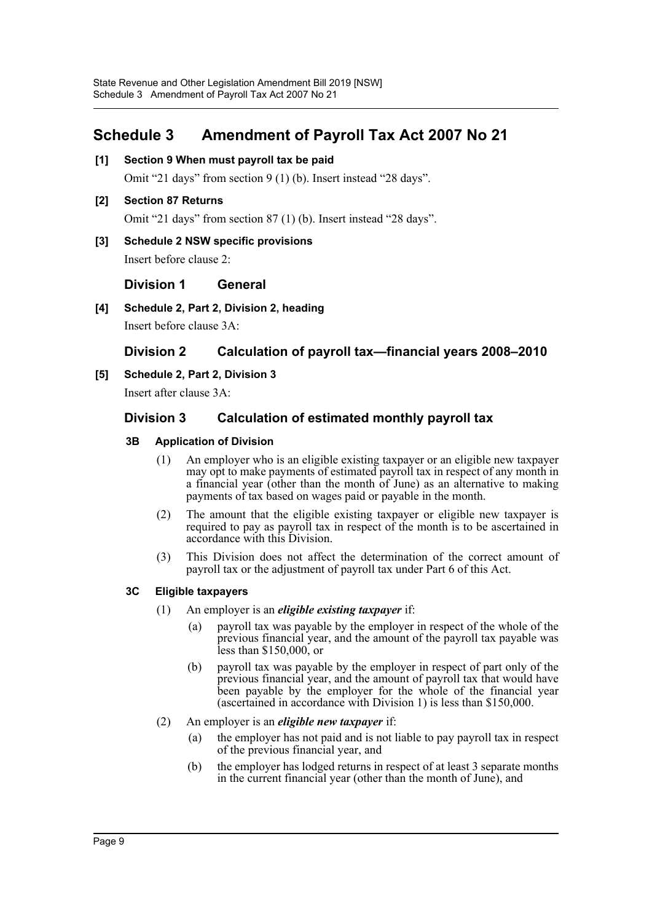# Schedule 3 Amendment of Payroll Tax Act 2007 No 21

**[1] Section 9 When must payroll tax be paid**

Omit "21 days" from section 9 (1) (b). Insert instead "28 days".

**[2] Section 87 Returns**

Omit "21 days" from section 87 (1) (b). Insert instead "28 days".

**[3] Schedule 2 NSW specific provisions**

Insert before clause 2:

## Division 1 General

**[4] Schedule 2, Part 2, Division 2, heading**

Insert before clause 3A:

## Division 2 Calculation of payroll tax—financial years 2008–2010

**[5] Schedule 2, Part 2, Division 3**

Insert after clause 3A:

## Division 3 Calculation of estimated monthly payroll tax

### 3B Application of Division

(1) An employer who is an eligible existing taxpayer or an eligible new taxpayer may opt to make payments of estimated payroll tax in respect of any month in a financial year (other than the month of June) as an alternative to making payments of tax based on wages paid or payable in the month.

(2) The amount that the eligible existing taxpayer or eligible new taxpayer is required to pay as payroll tax in respect of the month is to be ascertained in accordance with this Division.

(3) This Division does not affect the determination of the correct amount of payroll tax or the adjustment of payroll tax under Part 6 of this Act.

### 3C Eligible taxpayers

(1) An employer is an ***eligible existing taxpayer*** if:

(a) payroll tax was payable by the employer in respect of the whole of the previous financial year, and the amount of the payroll tax payable was less than \$150,000, or

(b) payroll tax was payable by the employer in respect of part only of the previous financial year, and the amount of payroll tax that would have been payable by the employer for the whole of the financial year (ascertained in accordance with Division 1) is less than \$150,000.

(2) An employer is an ***eligible new taxpayer*** if:

(a) the employer has not paid and is not liable to pay payroll tax in respect of the previous financial year, and

(b) the employer has lodged returns in respect of at least 3 separate months in the current financial year (other than the month of June), and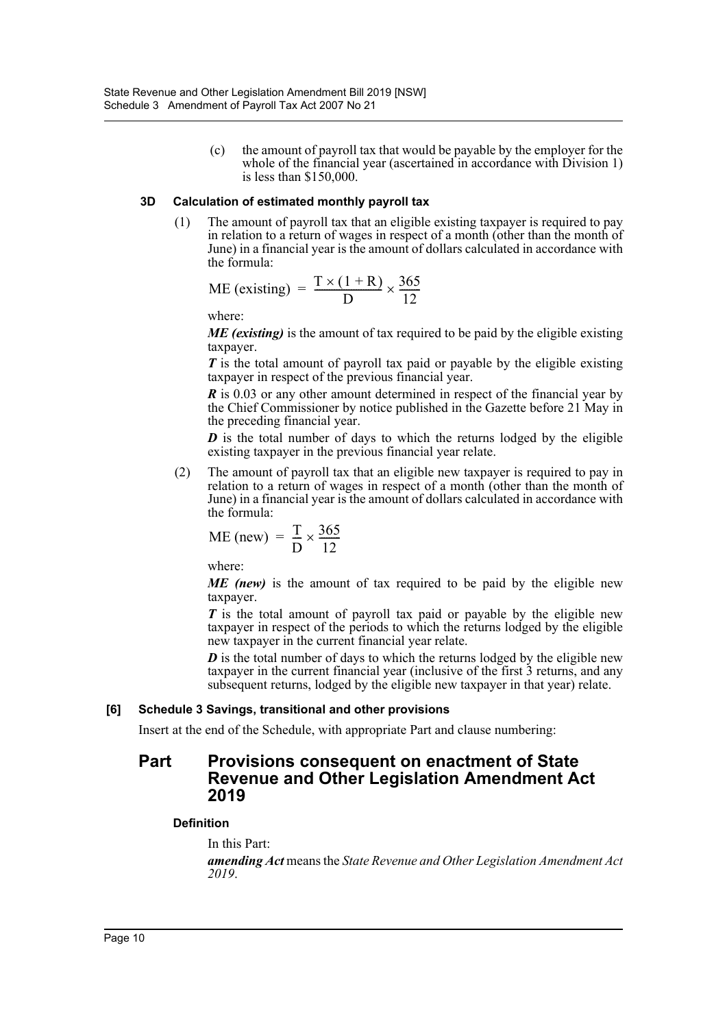(c) the amount of payroll tax that would be payable by the employer for the whole of the financial year (ascertained in accordance with Division 1) is less than \$150,000.

**3D Calculation of estimated monthly payroll tax**

(1) The amount of payroll tax that an eligible existing taxpayer is required to pay in relation to a return of wages in respect of a month (other than the month of June) in a financial year is the amount of dollars calculated in accordance with the formula:

$$\text{ME (existing)} = \frac{T \times (1 + R)}{D} \times \frac{365}{12}$$

where:

***ME (existing)*** is the amount of tax required to be paid by the eligible existing taxpayer.

***T*** is the total amount of payroll tax paid or payable by the eligible existing taxpayer in respect of the previous financial year.

***R*** is 0.03 or any other amount determined in respect of the financial year by the Chief Commissioner by notice published in the Gazette before 21 May in the preceding financial year.

***D*** is the total number of days to which the returns lodged by the eligible existing taxpayer in the previous financial year relate.

(2) The amount of payroll tax that an eligible new taxpayer is required to pay in relation to a return of wages in respect of a month (other than the month of June) in a financial year is the amount of dollars calculated in accordance with the formula:

$$\text{ME (new)} = \frac{T}{D} \times \frac{365}{12}$$

where:

***ME (new)*** is the amount of tax required to be paid by the eligible new taxpayer.

***T*** is the total amount of payroll tax paid or payable by the eligible new taxpayer in respect of the periods to which the returns lodged by the eligible new taxpayer in the current financial year relate.

***D*** is the total number of days to which the returns lodged by the eligible new taxpayer in the current financial year (inclusive of the first 3 returns, and any subsequent returns, lodged by the eligible new taxpayer in that year) relate.

**[6] Schedule 3 Savings, transitional and other provisions**

Insert at the end of the Schedule, with appropriate Part and clause numbering:

## Part Provisions consequent on enactment of State Revenue and Other Legislation Amendment Act 2019

**Definition**

In this Part:

***amending Act*** means the *State Revenue and Other Legislation Amendment Act 2019*.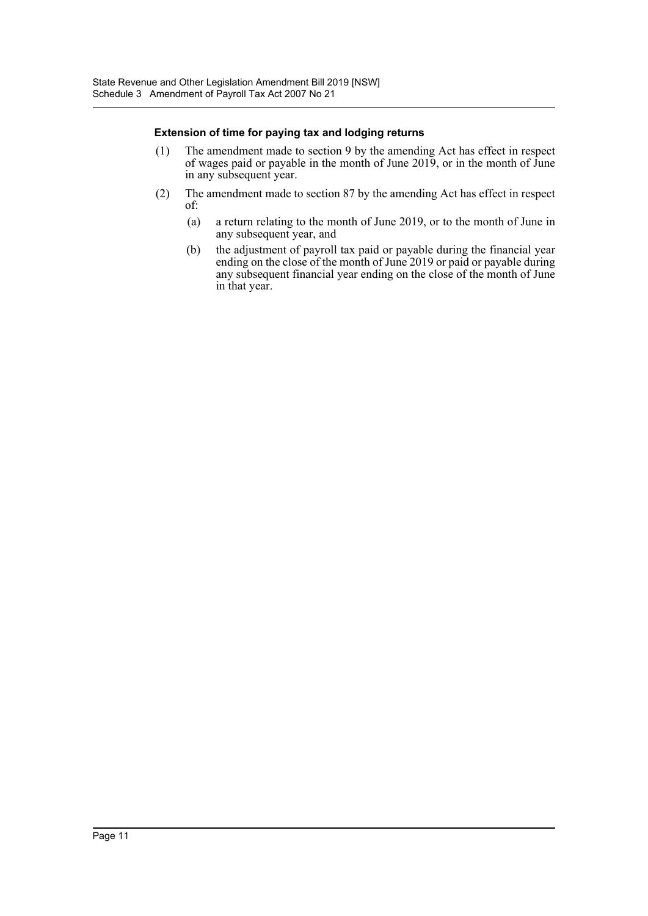**Extension of time for paying tax and lodging returns**

(1) The amendment made to section 9 by the amending Act has effect in respect of wages paid or payable in the month of June 2019, or in the month of June in any subsequent year.

(2) The amendment made to section 87 by the amending Act has effect in respect of:

(a) a return relating to the month of June 2019, or to the month of June in any subsequent year, and

(b) the adjustment of payroll tax paid or payable during the financial year ending on the close of the month of June 2019 or paid or payable during any subsequent financial year ending on the close of the month of June in that year.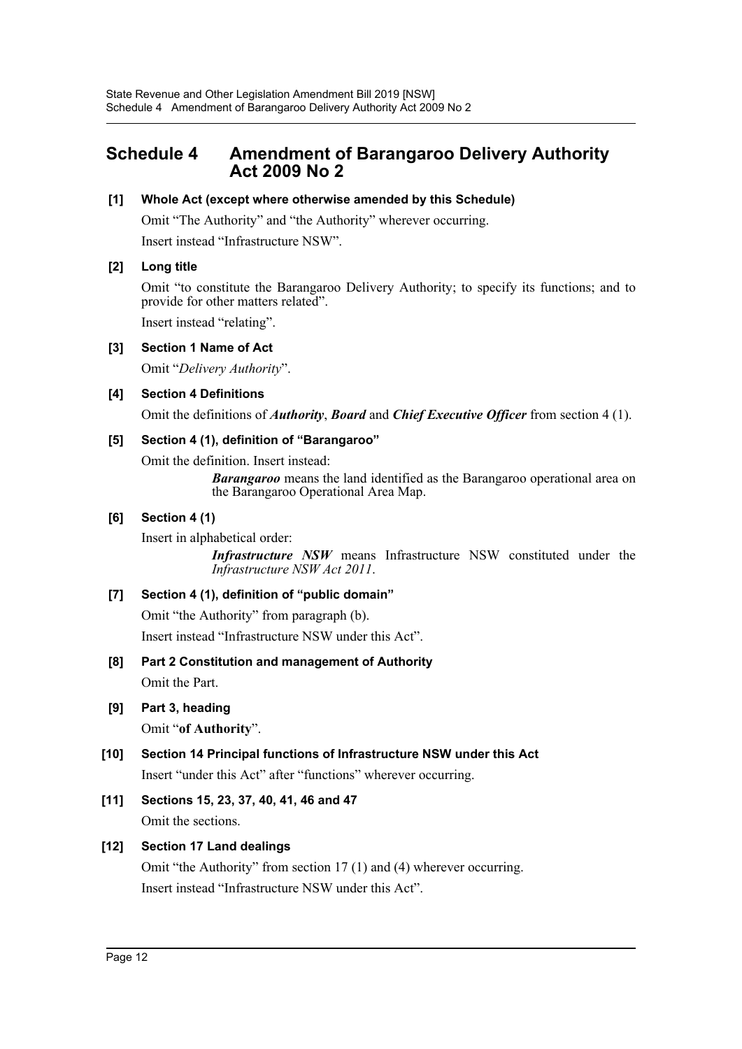# Schedule 4 Amendment of Barangaroo Delivery Authority Act 2009 No 2

**[1] Whole Act (except where otherwise amended by this Schedule)**

Omit "The Authority" and "the Authority" wherever occurring.

Insert instead "Infrastructure NSW".

**[2] Long title**

Omit "to constitute the Barangaroo Delivery Authority; to specify its functions; and to provide for other matters related".

Insert instead "relating".

**[3] Section 1 Name of Act**

Omit "*Delivery Authority*".

**[4] Section 4 Definitions**

Omit the definitions of ***Authority***, ***Board*** and ***Chief Executive Officer*** from section 4 (1).

**[5] Section 4 (1), definition of "Barangaroo"**

Omit the definition. Insert instead:

> ***Barangaroo*** means the land identified as the Barangaroo operational area on the Barangaroo Operational Area Map.

**[6] Section 4 (1)**

Insert in alphabetical order:

> ***Infrastructure NSW*** means Infrastructure NSW constituted under the *Infrastructure NSW Act 2011*.

**[7] Section 4 (1), definition of "public domain"**

Omit "the Authority" from paragraph (b).

Insert instead "Infrastructure NSW under this Act".

**[8] Part 2 Constitution and management of Authority**

Omit the Part.

**[9] Part 3, heading**

Omit "**of Authority**".

**[10] Section 14 Principal functions of Infrastructure NSW under this Act**

Insert "under this Act" after "functions" wherever occurring.

**[11] Sections 15, 23, 37, 40, 41, 46 and 47**

Omit the sections.

**[12] Section 17 Land dealings**

Omit "the Authority" from section 17 (1) and (4) wherever occurring.

Insert instead "Infrastructure NSW under this Act".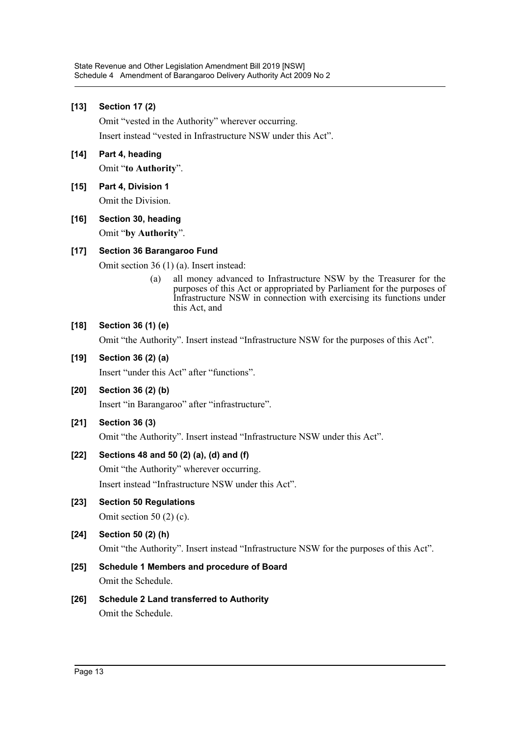**[13] Section 17 (2)**

Omit "vested in the Authority" wherever occurring.

Insert instead "vested in Infrastructure NSW under this Act".

**[14] Part 4, heading**

Omit "**to Authority**".

**[15] Part 4, Division 1**

Omit the Division.

**[16] Section 30, heading**

Omit "**by Authority**".

**[17] Section 36 Barangaroo Fund**

Omit section 36 (1) (a). Insert instead:

> (a) all money advanced to Infrastructure NSW by the Treasurer for the purposes of this Act or appropriated by Parliament for the purposes of Infrastructure NSW in connection with exercising its functions under this Act, and

**[18] Section 36 (1) (e)**

Omit "the Authority". Insert instead "Infrastructure NSW for the purposes of this Act".

**[19] Section 36 (2) (a)**

Insert "under this Act" after "functions".

**[20] Section 36 (2) (b)**

Insert "in Barangaroo" after "infrastructure".

**[21] Section 36 (3)**

Omit "the Authority". Insert instead "Infrastructure NSW under this Act".

**[22] Sections 48 and 50 (2) (a), (d) and (f)**

Omit "the Authority" wherever occurring.

Insert instead "Infrastructure NSW under this Act".

**[23] Section 50 Regulations**

Omit section 50 (2) (c).

**[24] Section 50 (2) (h)**

Omit "the Authority". Insert instead "Infrastructure NSW for the purposes of this Act".

**[25] Schedule 1 Members and procedure of Board**

Omit the Schedule.

**[26] Schedule 2 Land transferred to Authority**

Omit the Schedule.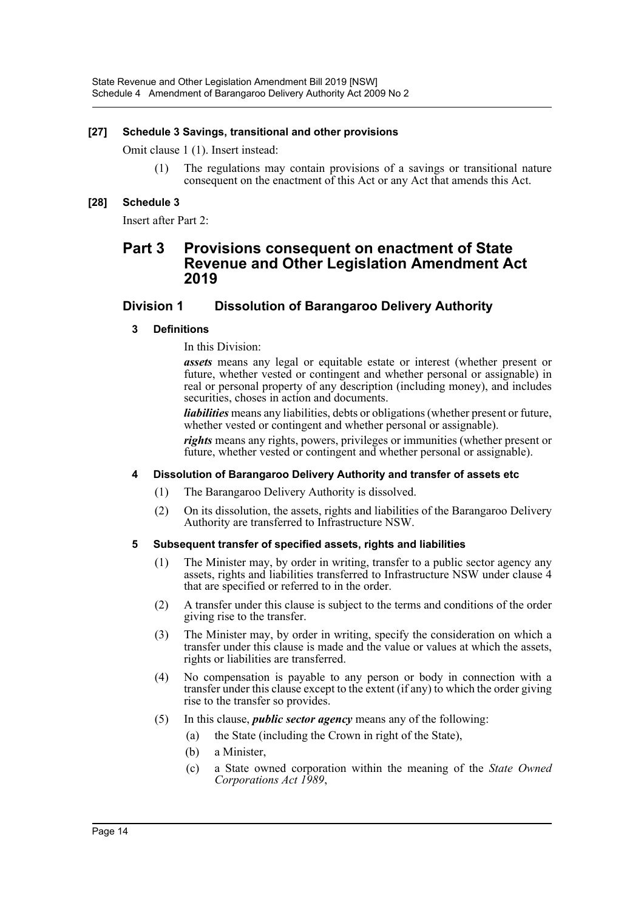**[27] Schedule 3 Savings, transitional and other provisions**

Omit clause 1 (1). Insert instead:

(1) The regulations may contain provisions of a savings or transitional nature consequent on the enactment of this Act or any Act that amends this Act.

**[28] Schedule 3**

Insert after Part 2:

## Part 3 Provisions consequent on enactment of State Revenue and Other Legislation Amendment Act 2019

### Division 1 Dissolution of Barangaroo Delivery Authority

**3 Definitions**

In this Division:

***assets*** means any legal or equitable estate or interest (whether present or future, whether vested or contingent and whether personal or assignable) in real or personal property of any description (including money), and includes securities, choses in action and documents.

***liabilities*** means any liabilities, debts or obligations (whether present or future, whether vested or contingent and whether personal or assignable).

***rights*** means any rights, powers, privileges or immunities (whether present or future, whether vested or contingent and whether personal or assignable).

**4 Dissolution of Barangaroo Delivery Authority and transfer of assets etc**

(1) The Barangaroo Delivery Authority is dissolved.

(2) On its dissolution, the assets, rights and liabilities of the Barangaroo Delivery Authority are transferred to Infrastructure NSW.

**5 Subsequent transfer of specified assets, rights and liabilities**

(1) The Minister may, by order in writing, transfer to a public sector agency any assets, rights and liabilities transferred to Infrastructure NSW under clause 4 that are specified or referred to in the order.

(2) A transfer under this clause is subject to the terms and conditions of the order giving rise to the transfer.

(3) The Minister may, by order in writing, specify the consideration on which a transfer under this clause is made and the value or values at which the assets, rights or liabilities are transferred.

(4) No compensation is payable to any person or body in connection with a transfer under this clause except to the extent (if any) to which the order giving rise to the transfer so provides.

(5) In this clause, ***public sector agency*** means any of the following:

(a) the State (including the Crown in right of the State),

(b) a Minister,

(c) a State owned corporation within the meaning of the *State Owned Corporations Act 1989*,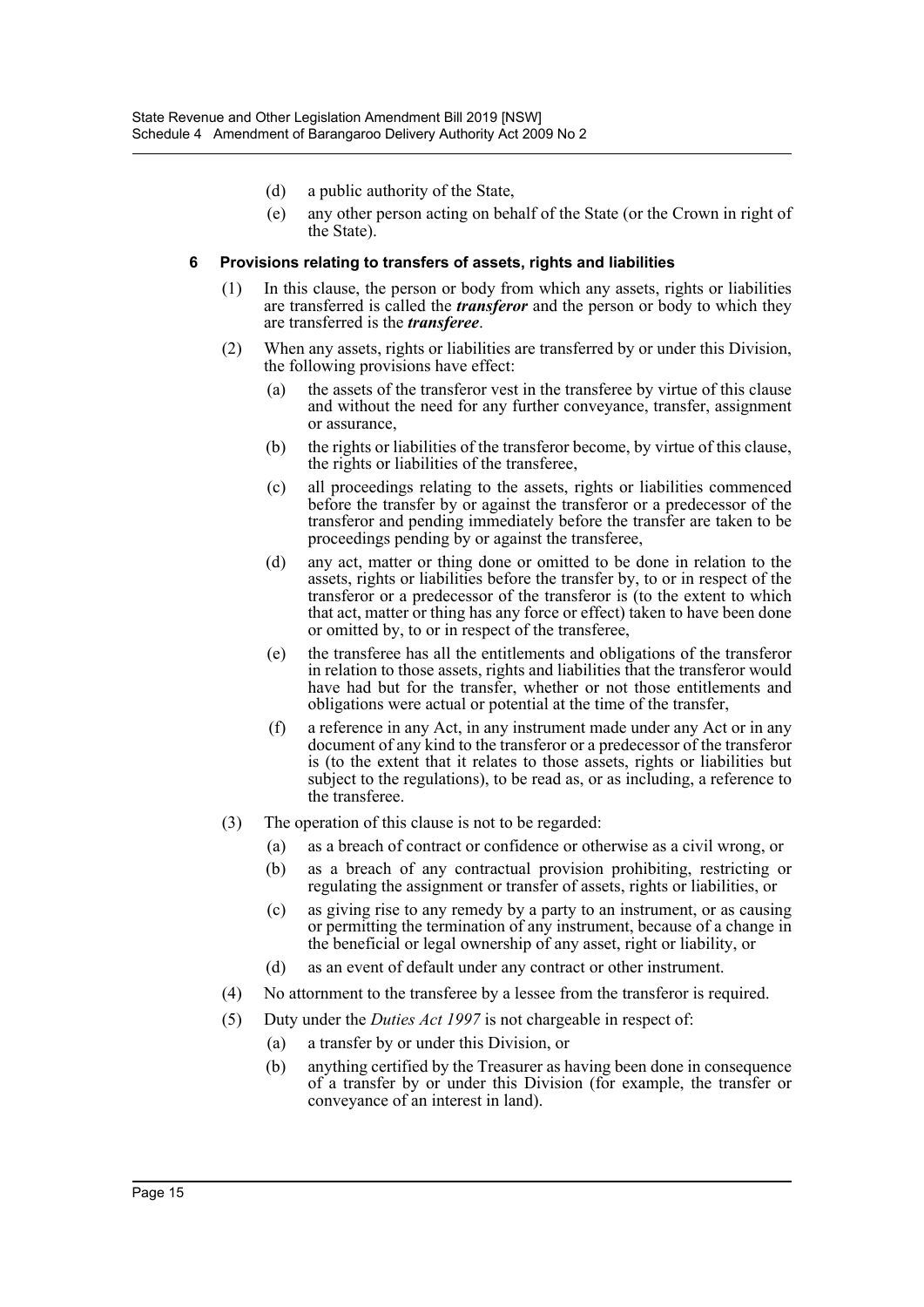(d) a public authority of the State,

(e) any other person acting on behalf of the State (or the Crown in right of the State).

### 6 Provisions relating to transfers of assets, rights and liabilities

(1) In this clause, the person or body from which any assets, rights or liabilities are transferred is called the ***transferor*** and the person or body to which they are transferred is the ***transferee***.

(2) When any assets, rights or liabilities are transferred by or under this Division, the following provisions have effect:

(a) the assets of the transferor vest in the transferee by virtue of this clause and without the need for any further conveyance, transfer, assignment or assurance,

(b) the rights or liabilities of the transferor become, by virtue of this clause, the rights or liabilities of the transferee,

(c) all proceedings relating to the assets, rights or liabilities commenced before the transfer by or against the transferor or a predecessor of the transferor and pending immediately before the transfer are taken to be proceedings pending by or against the transferee,

(d) any act, matter or thing done or omitted to be done in relation to the assets, rights or liabilities before the transfer by, to or in respect of the transferor or a predecessor of the transferor is (to the extent to which that act, matter or thing has any force or effect) taken to have been done or omitted by, to or in respect of the transferee,

(e) the transferee has all the entitlements and obligations of the transferor in relation to those assets, rights and liabilities that the transferor would have had but for the transfer, whether or not those entitlements and obligations were actual or potential at the time of the transfer,

(f) a reference in any Act, in any instrument made under any Act or in any document of any kind to the transferor or a predecessor of the transferor is (to the extent that it relates to those assets, rights or liabilities but subject to the regulations), to be read as, or as including, a reference to the transferee.

(3) The operation of this clause is not to be regarded:

(a) as a breach of contract or confidence or otherwise as a civil wrong, or

(b) as a breach of any contractual provision prohibiting, restricting or regulating the assignment or transfer of assets, rights or liabilities, or

(c) as giving rise to any remedy by a party to an instrument, or as causing or permitting the termination of any instrument, because of a change in the beneficial or legal ownership of any asset, right or liability, or

(d) as an event of default under any contract or other instrument.

(4) No attornment to the transferee by a lessee from the transferor is required.

(5) Duty under the *Duties Act 1997* is not chargeable in respect of:

(a) a transfer by or under this Division, or

(b) anything certified by the Treasurer as having been done in consequence of a transfer by or under this Division (for example, the transfer or conveyance of an interest in land).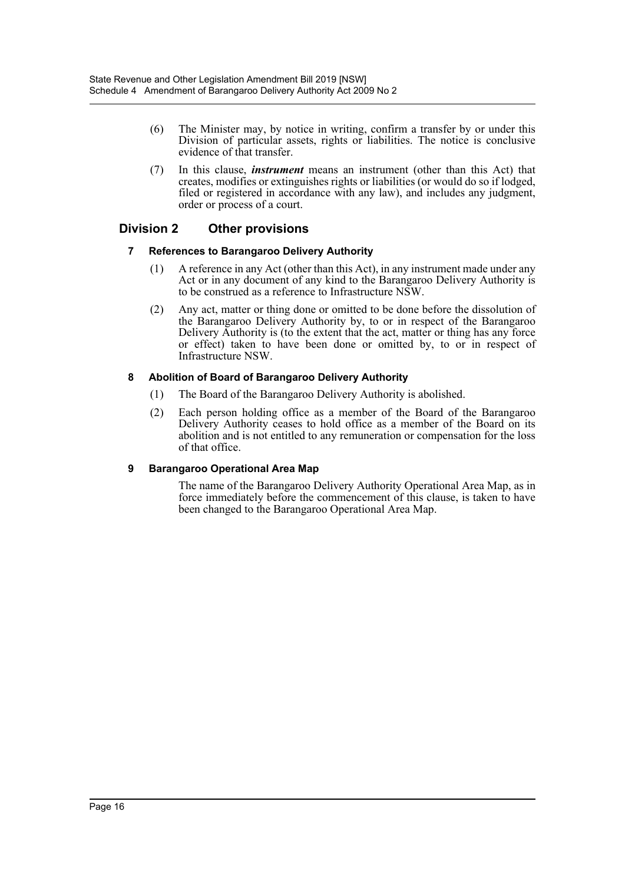(6) The Minister may, by notice in writing, confirm a transfer by or under this Division of particular assets, rights or liabilities. The notice is conclusive evidence of that transfer.

(7) In this clause, ***instrument*** means an instrument (other than this Act) that creates, modifies or extinguishes rights or liabilities (or would do so if lodged, filed or registered in accordance with any law), and includes any judgment, order or process of a court.

## Division 2 Other provisions

### 7 References to Barangaroo Delivery Authority

(1) A reference in any Act (other than this Act), in any instrument made under any Act or in any document of any kind to the Barangaroo Delivery Authority is to be construed as a reference to Infrastructure NSW.

(2) Any act, matter or thing done or omitted to be done before the dissolution of the Barangaroo Delivery Authority by, to or in respect of the Barangaroo Delivery Authority is (to the extent that the act, matter or thing has any force or effect) taken to have been done or omitted by, to or in respect of Infrastructure NSW.

### 8 Abolition of Board of Barangaroo Delivery Authority

(1) The Board of the Barangaroo Delivery Authority is abolished.

(2) Each person holding office as a member of the Board of the Barangaroo Delivery Authority ceases to hold office as a member of the Board on its abolition and is not entitled to any remuneration or compensation for the loss of that office.

### 9 Barangaroo Operational Area Map

The name of the Barangaroo Delivery Authority Operational Area Map, as in force immediately before the commencement of this clause, is taken to have been changed to the Barangaroo Operational Area Map.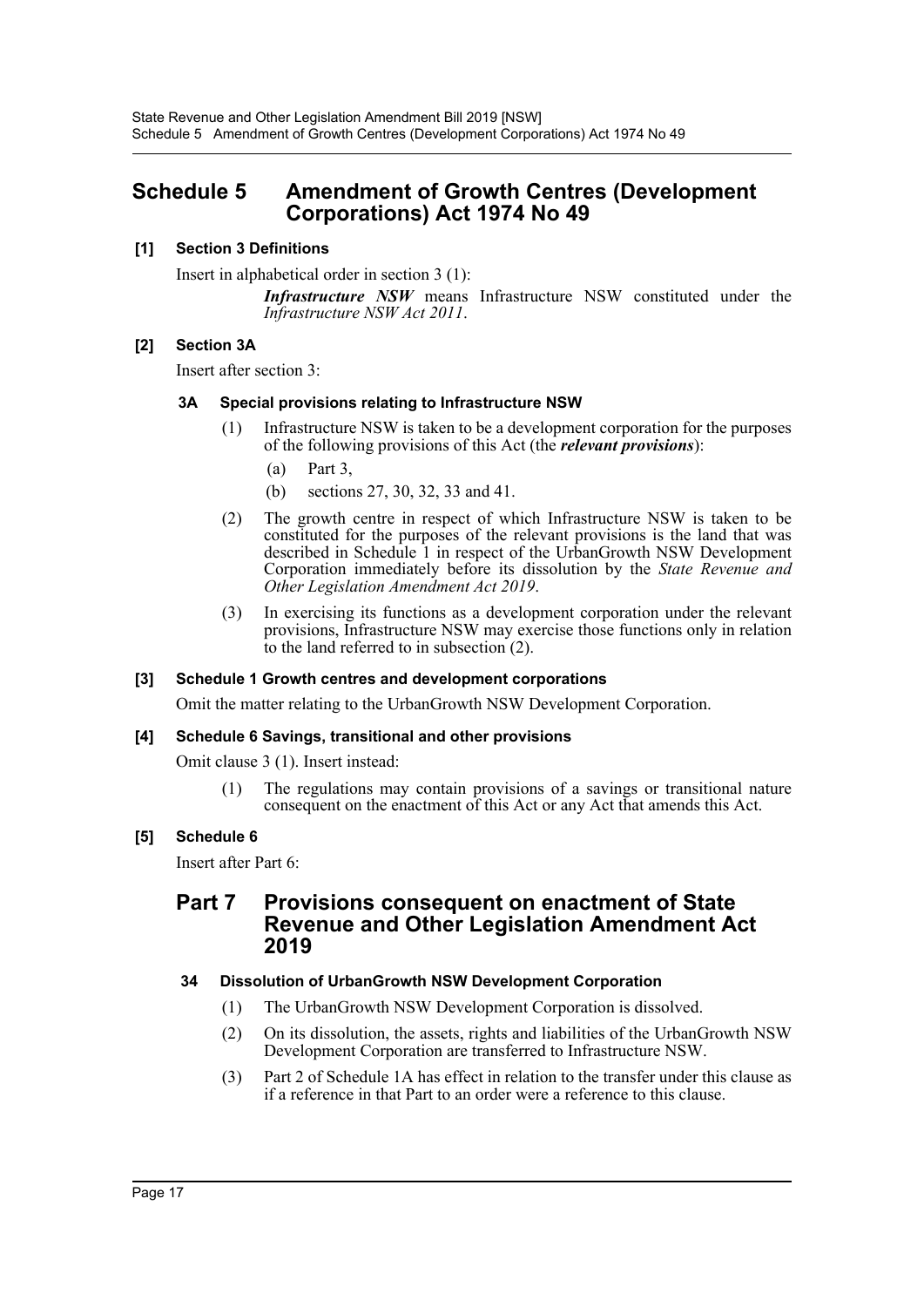# Schedule 5 Amendment of Growth Centres (Development Corporations) Act 1974 No 49

### [1] Section 3 Definitions

Insert in alphabetical order in section 3 (1):

> ***Infrastructure NSW*** means Infrastructure NSW constituted under the *Infrastructure NSW Act 2011*.

### [2] Section 3A

Insert after section 3:

#### 3A Special provisions relating to Infrastructure NSW

(1) Infrastructure NSW is taken to be a development corporation for the purposes of the following provisions of this Act (the ***relevant provisions***):

- (a) Part 3,
- (b) sections 27, 30, 32, 33 and 41.

(2) The growth centre in respect of which Infrastructure NSW is taken to be constituted for the purposes of the relevant provisions is the land that was described in Schedule 1 in respect of the UrbanGrowth NSW Development Corporation immediately before its dissolution by the *State Revenue and Other Legislation Amendment Act 2019*.

(3) In exercising its functions as a development corporation under the relevant provisions, Infrastructure NSW may exercise those functions only in relation to the land referred to in subsection (2).

### [3] Schedule 1 Growth centres and development corporations

Omit the matter relating to the UrbanGrowth NSW Development Corporation.

### [4] Schedule 6 Savings, transitional and other provisions

Omit clause 3 (1). Insert instead:

(1) The regulations may contain provisions of a savings or transitional nature consequent on the enactment of this Act or any Act that amends this Act.

### [5] Schedule 6

Insert after Part 6:

## Part 7 Provisions consequent on enactment of State Revenue and Other Legislation Amendment Act 2019

#### 34 Dissolution of UrbanGrowth NSW Development Corporation

(1) The UrbanGrowth NSW Development Corporation is dissolved.

(2) On its dissolution, the assets, rights and liabilities of the UrbanGrowth NSW Development Corporation are transferred to Infrastructure NSW.

(3) Part 2 of Schedule 1A has effect in relation to the transfer under this clause as if a reference in that Part to an order were a reference to this clause.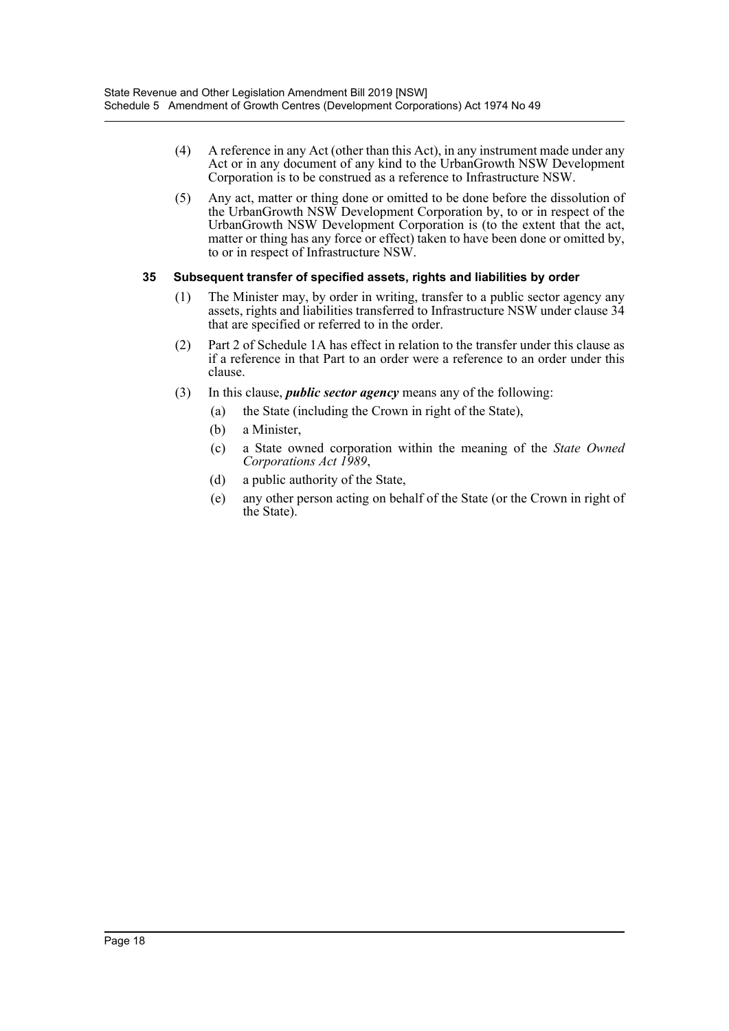(4) A reference in any Act (other than this Act), in any instrument made under any Act or in any document of any kind to the UrbanGrowth NSW Development Corporation is to be construed as a reference to Infrastructure NSW.

(5) Any act, matter or thing done or omitted to be done before the dissolution of the UrbanGrowth NSW Development Corporation by, to or in respect of the UrbanGrowth NSW Development Corporation is (to the extent that the act, matter or thing has any force or effect) taken to have been done or omitted by, to or in respect of Infrastructure NSW.

**35 Subsequent transfer of specified assets, rights and liabilities by order**

(1) The Minister may, by order in writing, transfer to a public sector agency any assets, rights and liabilities transferred to Infrastructure NSW under clause 34 that are specified or referred to in the order.

(2) Part 2 of Schedule 1A has effect in relation to the transfer under this clause as if a reference in that Part to an order were a reference to an order under this clause.

(3) In this clause, ***public sector agency*** means any of the following:

(a) the State (including the Crown in right of the State),

(b) a Minister,

(c) a State owned corporation within the meaning of the *State Owned Corporations Act 1989*,

(d) a public authority of the State,

(e) any other person acting on behalf of the State (or the Crown in right of the State).